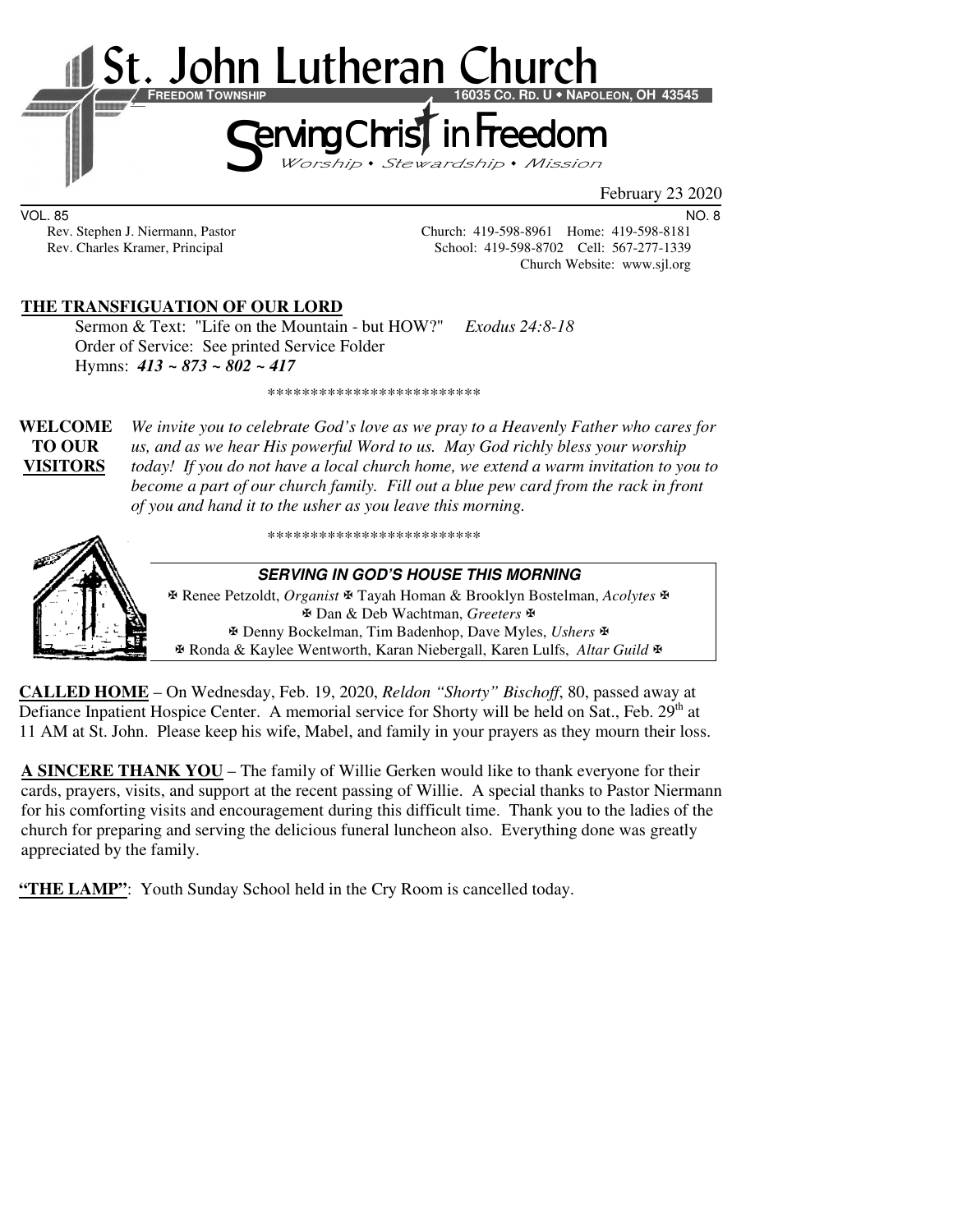# St. John Lutheran Church

**FREEDOM TOWNSHIP** **16035 CO. RD. U • NAPOLEON, OH 43545**

## Serving Christ in Freedom

*Worship • Stewardship • Mission*

February 23 2020

VOL. 85 NO. 8

Rev. Stephen J. Niermann, Pastor — Church: 419-598-8961 Home: 419-598-8181
Rev. Charles Kramer, Principal — School: 419-598-8702 Cell: 567-277-1339
Church Website: www.sjl.org

**THE TRANSFIGUATION OF OUR LORD**

Sermon & Text: "Life on the Mountain - but HOW?" *Exodus 24:8-18*
Order of Service: See printed Service Folder
Hymns: ***413 ~ 873 ~ 802 ~ 417***

*************************

**WELCOME TO OUR VISITORS** *We invite you to celebrate God's love as we pray to a Heavenly Father who cares for us, and as we hear His powerful Word to us. May God richly bless your worship today! If you do not have a local church home, we extend a warm invitation to you to become a part of our church family. Fill out a blue pew card from the rack in front of you and hand it to the usher as you leave this morning.*

*************************

***SERVING IN GOD'S HOUSE THIS MORNING***

✠ Renee Petzoldt, *Organist* ✠ Tayah Homan & Brooklyn Bostelman, *Acolytes* ✠
✠ Dan & Deb Wachtman, *Greeters* ✠
✠ Denny Bockelman, Tim Badenhop, Dave Myles, *Ushers* ✠
✠ Ronda & Kaylee Wentworth, Karan Niebergall, Karen Lulfs, *Altar Guild* ✠

**CALLED HOME** – On Wednesday, Feb. 19, 2020, *Reldon "Shorty" Bischoff*, 80, passed away at Defiance Inpatient Hospice Center. A memorial service for Shorty will be held on Sat., Feb. 29th at 11 AM at St. John. Please keep his wife, Mabel, and family in your prayers as they mourn their loss.

**A SINCERE THANK YOU** – The family of Willie Gerken would like to thank everyone for their cards, prayers, visits, and support at the recent passing of Willie. A special thanks to Pastor Niermann for his comforting visits and encouragement during this difficult time. Thank you to the ladies of the church for preparing and serving the delicious funeral luncheon also. Everything done was greatly appreciated by the family.

**"THE LAMP"**: Youth Sunday School held in the Cry Room is cancelled today.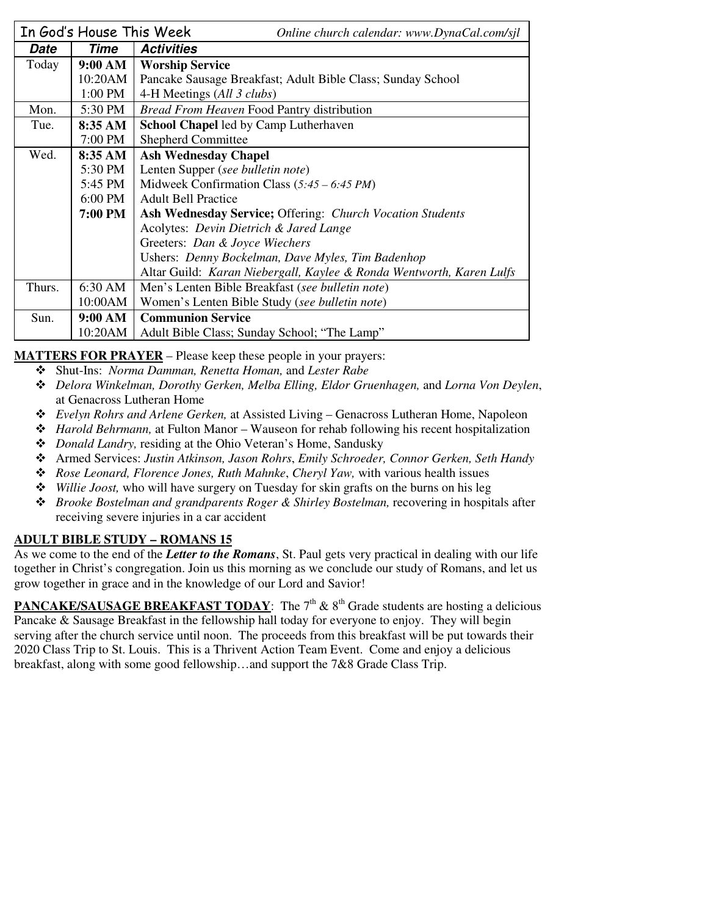| In God's House This Week | | *Online church calendar: www.DynaCal.com/sjl* |
|---|---|---|
| ***Date*** | ***Time*** | ***Activities*** |
| Today | **9:00 AM** | **Worship Service** |
| | 10:20AM | Pancake Sausage Breakfast; Adult Bible Class; Sunday School |
| | 1:00 PM | 4-H Meetings (*All 3 clubs*) |
| Mon. | 5:30 PM | *Bread From Heaven* Food Pantry distribution |
| Tue. | **8:35 AM** | **School Chapel** led by Camp Lutherhaven |
| | 7:00 PM | Shepherd Committee |
| Wed. | **8:35 AM** | **Ash Wednesday Chapel** |
| | 5:30 PM | Lenten Supper (*see bulletin note*) |
| | 5:45 PM | Midweek Confirmation Class (*5:45 – 6:45 PM*) |
| | 6:00 PM | Adult Bell Practice |
| | **7:00 PM** | **Ash Wednesday Service;** Offering: *Church Vocation Students* |
| | | Acolytes: *Devin Dietrich & Jared Lange* |
| | | Greeters: *Dan & Joyce Wiechers* |
| | | Ushers: *Denny Bockelman, Dave Myles, Tim Badenhop* |
| | | Altar Guild: *Karan Niebergall, Kaylee & Ronda Wentworth, Karen Lulfs* |
| Thurs. | 6:30 AM | Men's Lenten Bible Breakfast (*see bulletin note*) |
| | 10:00AM | Women's Lenten Bible Study (*see bulletin note*) |
| Sun. | **9:00 AM** | **Communion Service** |
| | 10:20AM | Adult Bible Class; Sunday School; "The Lamp" |

**MATTERS FOR PRAYER** – Please keep these people in your prayers:

- Shut-Ins: *Norma Damman, Renetta Homan,* and *Lester Rabe*
- *Delora Winkelman, Dorothy Gerken, Melba Elling, Eldor Gruenhagen,* and *Lorna Von Deylen*, at Genacross Lutheran Home
- *Evelyn Rohrs and Arlene Gerken,* at Assisted Living – Genacross Lutheran Home, Napoleon
- *Harold Behrmann,* at Fulton Manor – Wauseon for rehab following his recent hospitalization
- *Donald Landry,* residing at the Ohio Veteran's Home, Sandusky
- Armed Services: *Justin Atkinson, Jason Rohrs*, *Emily Schroeder, Connor Gerken, Seth Handy*
- *Rose Leonard, Florence Jones, Ruth Mahnke*, *Cheryl Yaw,* with various health issues
- *Willie Joost,* who will have surgery on Tuesday for skin grafts on the burns on his leg
- *Brooke Bostelman and grandparents Roger & Shirley Bostelman,* recovering in hospitals after receiving severe injuries in a car accident

**ADULT BIBLE STUDY – ROMANS 15**

As we come to the end of the ***Letter to the Romans***, St. Paul gets very practical in dealing with our life together in Christ's congregation. Join us this morning as we conclude our study of Romans, and let us grow together in grace and in the knowledge of our Lord and Savior!

**PANCAKE/SAUSAGE BREAKFAST TODAY**: The 7th & 8th Grade students are hosting a delicious Pancake & Sausage Breakfast in the fellowship hall today for everyone to enjoy. They will begin serving after the church service until noon. The proceeds from this breakfast will be put towards their 2020 Class Trip to St. Louis. This is a Thrivent Action Team Event. Come and enjoy a delicious breakfast, along with some good fellowship…and support the 7&8 Grade Class Trip.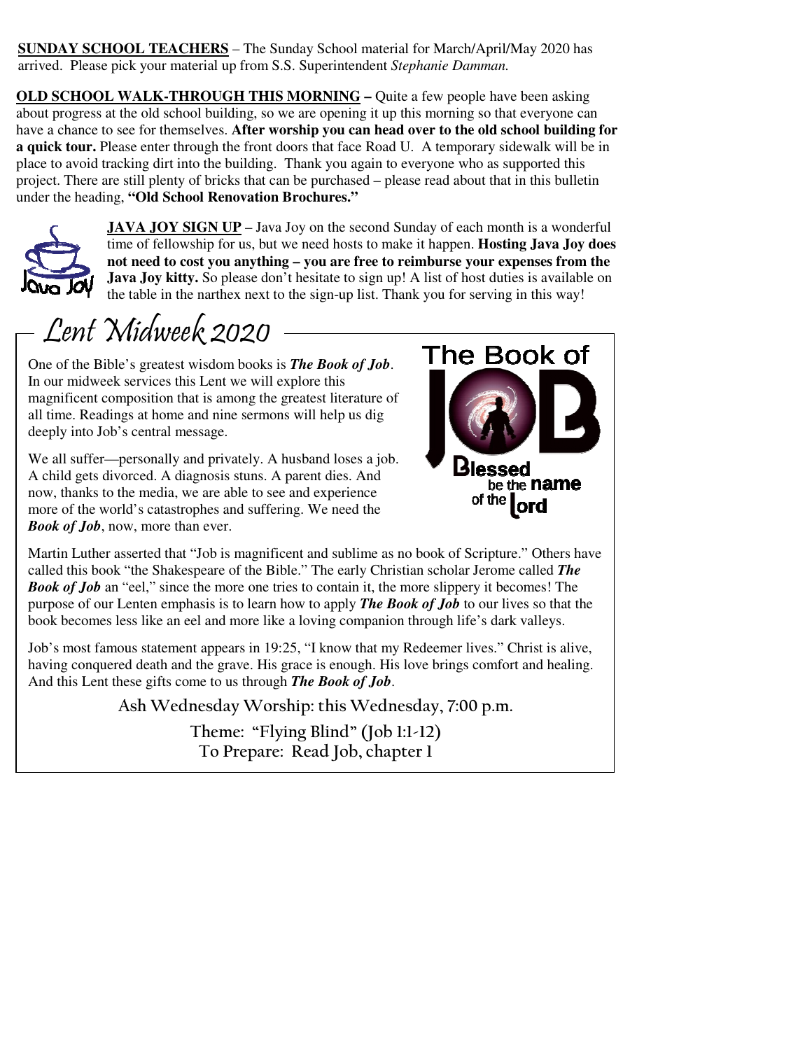**SUNDAY SCHOOL TEACHERS** – The Sunday School material for March/April/May 2020 has arrived. Please pick your material up from S.S. Superintendent *Stephanie Damman.*

**OLD SCHOOL WALK-THROUGH THIS MORNING –** Quite a few people have been asking about progress at the old school building, so we are opening it up this morning so that everyone can have a chance to see for themselves. **After worship you can head over to the old school building for a quick tour.** Please enter through the front doors that face Road U. A temporary sidewalk will be in place to avoid tracking dirt into the building. Thank you again to everyone who as supported this project. There are still plenty of bricks that can be purchased – please read about that in this bulletin under the heading, **"Old School Renovation Brochures."**

**JAVA JOY SIGN UP** – Java Joy on the second Sunday of each month is a wonderful time of fellowship for us, but we need hosts to make it happen. **Hosting Java Joy does not need to cost you anything – you are free to reimburse your expenses from the Java Joy kitty.** So please don't hesitate to sign up! A list of host duties is available on the table in the narthex next to the sign-up list. Thank you for serving in this way!

## Lent Midweek 2020

One of the Bible's greatest wisdom books is ***The Book of Job***. In our midweek services this Lent we will explore this magnificent composition that is among the greatest literature of all time. Readings at home and nine sermons will help us dig deeply into Job's central message.

We all suffer—personally and privately. A husband loses a job. A child gets divorced. A diagnosis stuns. A parent dies. And now, thanks to the media, we are able to see and experience more of the world's catastrophes and suffering. We need the ***Book of Job***, now, more than ever.

Martin Luther asserted that "Job is magnificent and sublime as no book of Scripture." Others have called this book "the Shakespeare of the Bible." The early Christian scholar Jerome called ***The Book of Job*** an "eel," since the more one tries to contain it, the more slippery it becomes! The purpose of our Lenten emphasis is to learn how to apply ***The Book of Job*** to our lives so that the book becomes less like an eel and more like a loving companion through life's dark valleys.

Job's most famous statement appears in 19:25, "I know that my Redeemer lives." Christ is alive, having conquered death and the grave. His grace is enough. His love brings comfort and healing. And this Lent these gifts come to us through ***The Book of Job***.

Ash Wednesday Worship: this Wednesday, 7:00 p.m.

Theme: "Flying Blind" (Job 1:1-12)
To Prepare: Read Job, chapter 1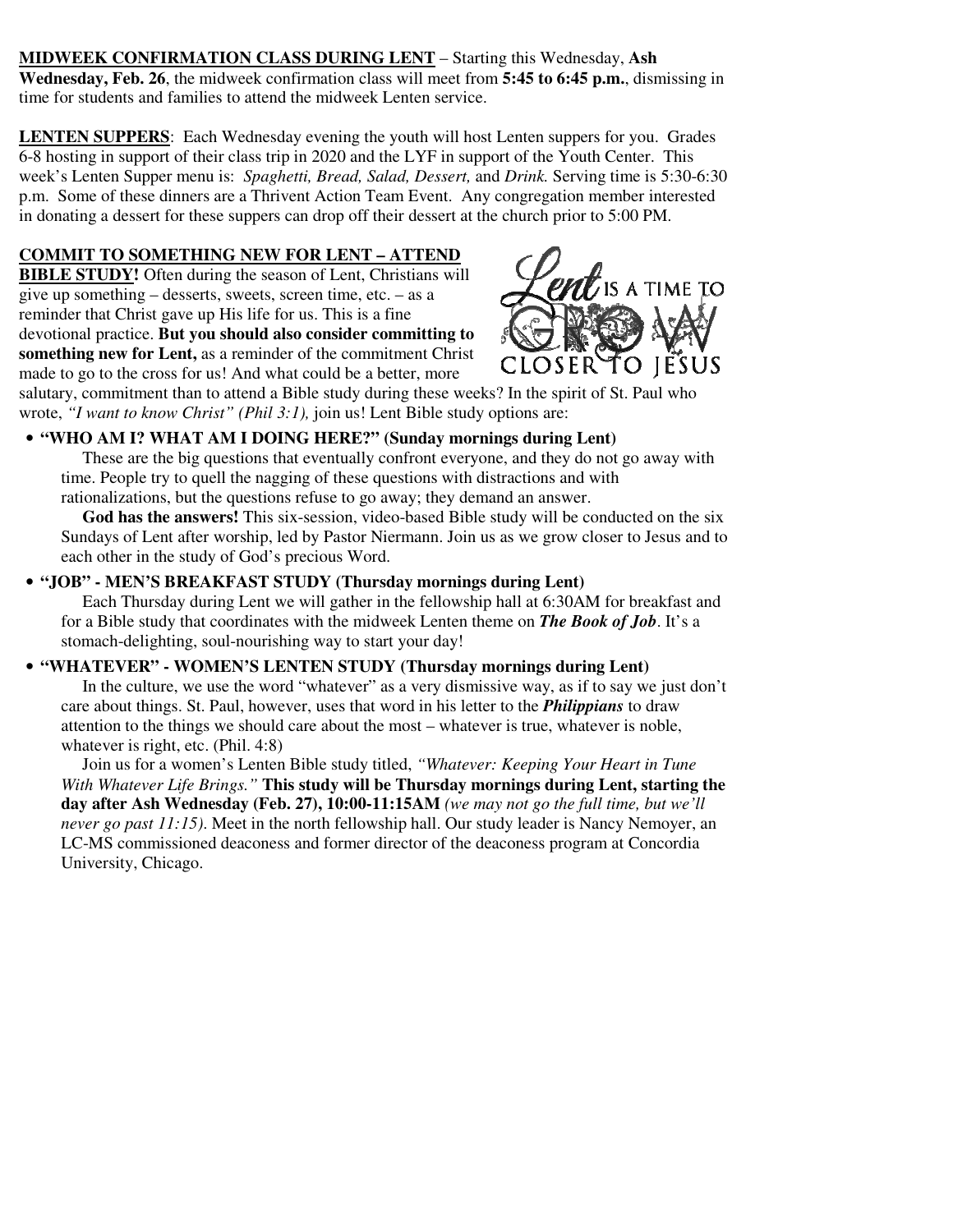**MIDWEEK CONFIRMATION CLASS DURING LENT** – Starting this Wednesday, **Ash Wednesday, Feb. 26**, the midweek confirmation class will meet from **5:45 to 6:45 p.m.**, dismissing in time for students and families to attend the midweek Lenten service.

**LENTEN SUPPERS**: Each Wednesday evening the youth will host Lenten suppers for you. Grades 6-8 hosting in support of their class trip in 2020 and the LYF in support of the Youth Center. This week's Lenten Supper menu is: *Spaghetti, Bread, Salad, Dessert,* and *Drink.* Serving time is 5:30-6:30 p.m. Some of these dinners are a Thrivent Action Team Event. Any congregation member interested in donating a dessert for these suppers can drop off their dessert at the church prior to 5:00 PM.

**COMMIT TO SOMETHING NEW FOR LENT – ATTEND BIBLE STUDY!** Often during the season of Lent, Christians will give up something – desserts, sweets, screen time, etc. – as a reminder that Christ gave up His life for us. This is a fine devotional practice. **But you should also consider committing to something new for Lent,** as a reminder of the commitment Christ made to go to the cross for us! And what could be a better, more salutary, commitment than to attend a Bible study during these weeks? In the spirit of St. Paul who wrote, *"I want to know Christ" (Phil 3:1),* join us! Lent Bible study options are:

- **"WHO AM I? WHAT AM I DOING HERE?" (Sunday mornings during Lent)**

  These are the big questions that eventually confront everyone, and they do not go away with time. People try to quell the nagging of these questions with distractions and with rationalizations, but the questions refuse to go away; they demand an answer.

  **God has the answers!** This six-session, video-based Bible study will be conducted on the six Sundays of Lent after worship, led by Pastor Niermann. Join us as we grow closer to Jesus and to each other in the study of God's precious Word.

- **"JOB" - MEN'S BREAKFAST STUDY (Thursday mornings during Lent)**

  Each Thursday during Lent we will gather in the fellowship hall at 6:30AM for breakfast and for a Bible study that coordinates with the midweek Lenten theme on ***The Book of Job***. It's a stomach-delighting, soul-nourishing way to start your day!

- **"WHATEVER" - WOMEN'S LENTEN STUDY (Thursday mornings during Lent)**

  In the culture, we use the word "whatever" as a very dismissive way, as if to say we just don't care about things. St. Paul, however, uses that word in his letter to the ***Philippians*** to draw attention to the things we should care about the most – whatever is true, whatever is noble, whatever is right, etc. (Phil. 4:8)

  Join us for a women's Lenten Bible study titled, *"Whatever: Keeping Your Heart in Tune With Whatever Life Brings."* **This study will be Thursday mornings during Lent, starting the day after Ash Wednesday (Feb. 27), 10:00-11:15AM** *(we may not go the full time, but we'll never go past 11:15).* Meet in the north fellowship hall. Our study leader is Nancy Nemoyer, an LC-MS commissioned deaconess and former director of the deaconess program at Concordia University, Chicago.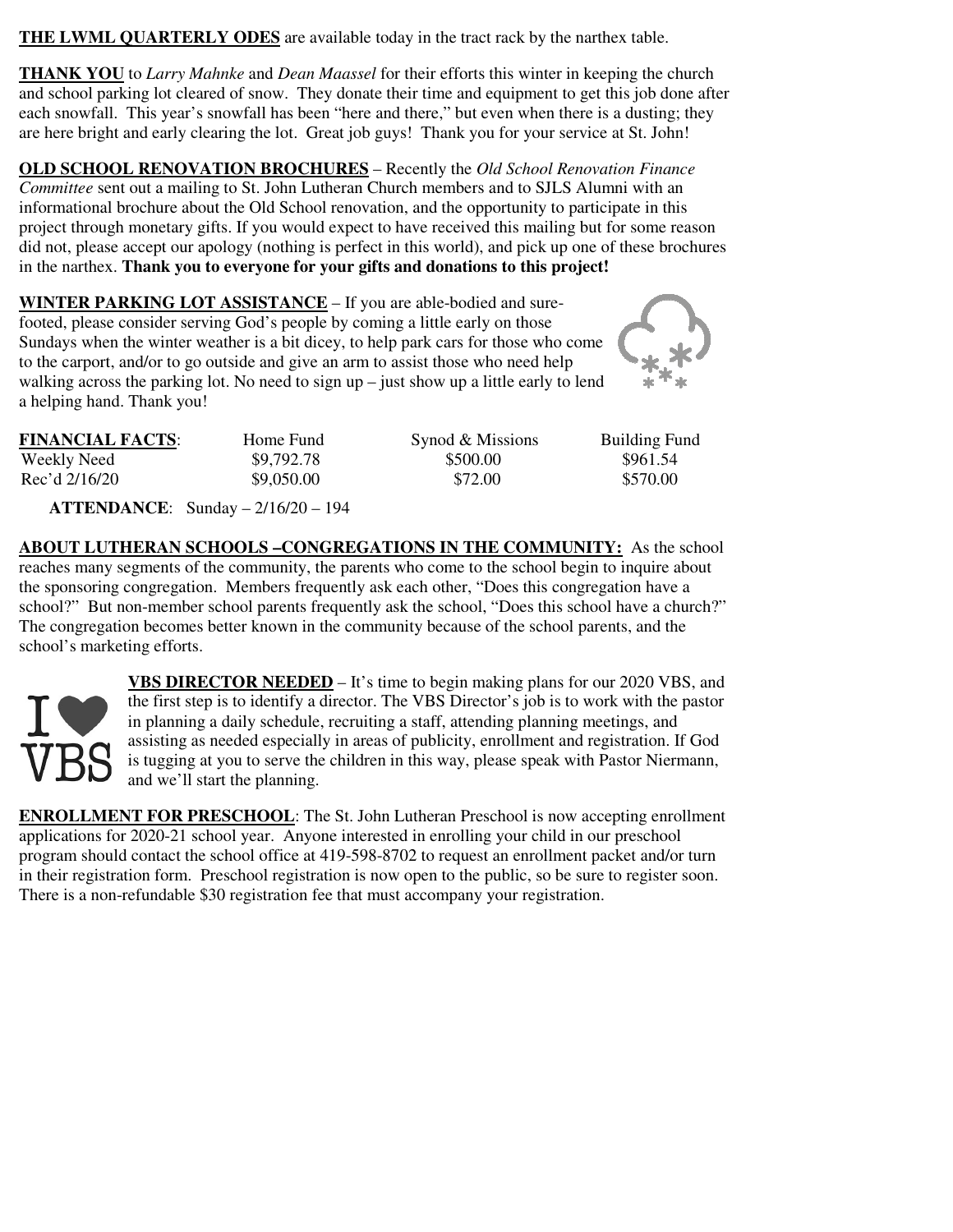**THE LWML QUARTERLY ODES** are available today in the tract rack by the narthex table.

**THANK YOU** to *Larry Mahnke* and *Dean Maassel* for their efforts this winter in keeping the church and school parking lot cleared of snow. They donate their time and equipment to get this job done after each snowfall. This year's snowfall has been "here and there," but even when there is a dusting; they are here bright and early clearing the lot. Great job guys! Thank you for your service at St. John!

**OLD SCHOOL RENOVATION BROCHURES** – Recently the *Old School Renovation Finance Committee* sent out a mailing to St. John Lutheran Church members and to SJLS Alumni with an informational brochure about the Old School renovation, and the opportunity to participate in this project through monetary gifts. If you would expect to have received this mailing but for some reason did not, please accept our apology (nothing is perfect in this world), and pick up one of these brochures in the narthex. **Thank you to everyone for your gifts and donations to this project!**

**WINTER PARKING LOT ASSISTANCE** – If you are able-bodied and sure-footed, please consider serving God's people by coming a little early on those Sundays when the winter weather is a bit dicey, to help park cars for those who come to the carport, and/or to go outside and give an arm to assist those who need help walking across the parking lot. No need to sign up – just show up a little early to lend a helping hand. Thank you!

| **FINANCIAL FACTS**: | Home Fund | Synod & Missions | Building Fund |
|---|---|---|---|
| Weekly Need | $9,792.78 | $500.00 | $961.54 |
| Rec'd 2/16/20 | $9,050.00 | $72.00 | $570.00 |

**ATTENDANCE**: Sunday – 2/16/20 – 194

**ABOUT LUTHERAN SCHOOLS –CONGREGATIONS IN THE COMMUNITY:** As the school reaches many segments of the community, the parents who come to the school begin to inquire about the sponsoring congregation. Members frequently ask each other, "Does this congregation have a school?" But non-member school parents frequently ask the school, "Does this school have a church?" The congregation becomes better known in the community because of the school parents, and the school's marketing efforts.

**VBS DIRECTOR NEEDED** – It's time to begin making plans for our 2020 VBS, and the first step is to identify a director. The VBS Director's job is to work with the pastor in planning a daily schedule, recruiting a staff, attending planning meetings, and assisting as needed especially in areas of publicity, enrollment and registration. If God is tugging at you to serve the children in this way, please speak with Pastor Niermann, and we'll start the planning.

**ENROLLMENT FOR PRESCHOOL**: The St. John Lutheran Preschool is now accepting enrollment applications for 2020-21 school year. Anyone interested in enrolling your child in our preschool program should contact the school office at 419-598-8702 to request an enrollment packet and/or turn in their registration form. Preschool registration is now open to the public, so be sure to register soon. There is a non-refundable $30 registration fee that must accompany your registration.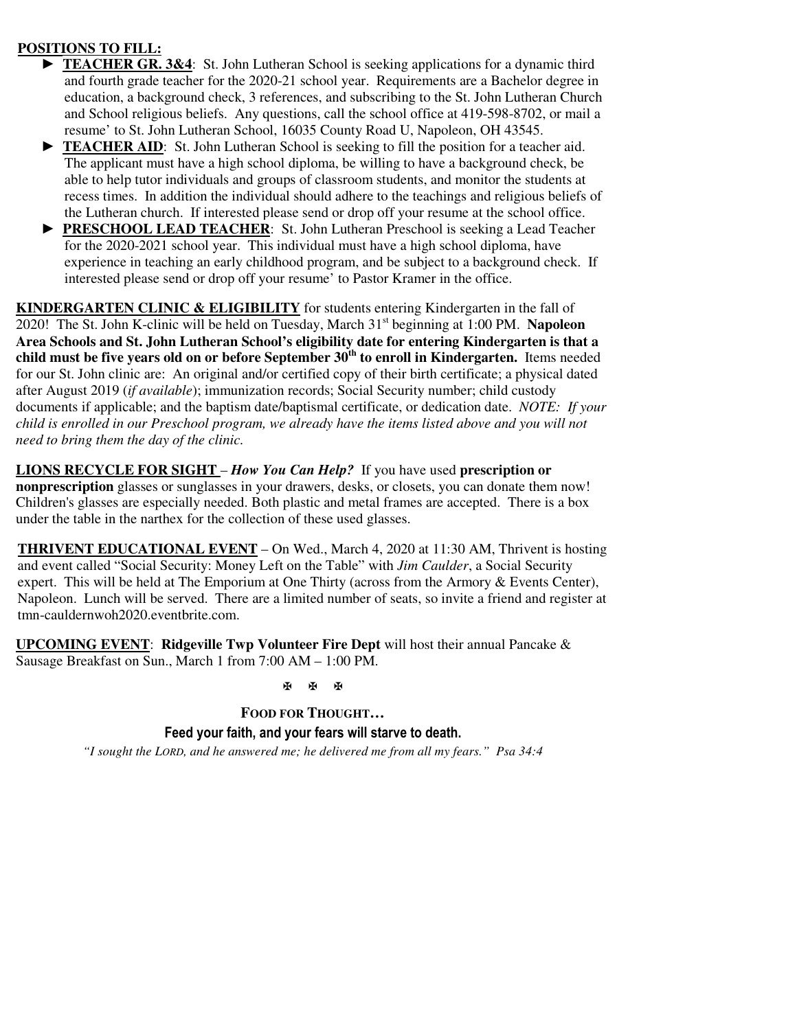**POSITIONS TO FILL:**

- ► **TEACHER GR. 3&4**: St. John Lutheran School is seeking applications for a dynamic third and fourth grade teacher for the 2020-21 school year. Requirements are a Bachelor degree in education, a background check, 3 references, and subscribing to the St. John Lutheran Church and School religious beliefs. Any questions, call the school office at 419-598-8702, or mail a resume' to St. John Lutheran School, 16035 County Road U, Napoleon, OH 43545.
- ► **TEACHER AID**: St. John Lutheran School is seeking to fill the position for a teacher aid. The applicant must have a high school diploma, be willing to have a background check, be able to help tutor individuals and groups of classroom students, and monitor the students at recess times. In addition the individual should adhere to the teachings and religious beliefs of the Lutheran church. If interested please send or drop off your resume at the school office.
- ► **PRESCHOOL LEAD TEACHER**: St. John Lutheran Preschool is seeking a Lead Teacher for the 2020-2021 school year. This individual must have a high school diploma, have experience in teaching an early childhood program, and be subject to a background check. If interested please send or drop off your resume' to Pastor Kramer in the office.

**KINDERGARTEN CLINIC & ELIGIBILITY** for students entering Kindergarten in the fall of 2020! The St. John K-clinic will be held on Tuesday, March 31st beginning at 1:00 PM. **Napoleon Area Schools and St. John Lutheran School's eligibility date for entering Kindergarten is that a child must be five years old on or before September 30th to enroll in Kindergarten.** Items needed for our St. John clinic are: An original and/or certified copy of their birth certificate; a physical dated after August 2019 (*if available*); immunization records; Social Security number; child custody documents if applicable; and the baptism date/baptismal certificate, or dedication date. *NOTE: If your child is enrolled in our Preschool program, we already have the items listed above and you will not need to bring them the day of the clinic.*

**LIONS RECYCLE FOR SIGHT** – ***How You Can Help?*** If you have used **prescription or nonprescription** glasses or sunglasses in your drawers, desks, or closets, you can donate them now! Children's glasses are especially needed. Both plastic and metal frames are accepted. There is a box under the table in the narthex for the collection of these used glasses.

**THRIVENT EDUCATIONAL EVENT** – On Wed., March 4, 2020 at 11:30 AM, Thrivent is hosting and event called "Social Security: Money Left on the Table" with *Jim Caulder*, a Social Security expert. This will be held at The Emporium at One Thirty (across from the Armory & Events Center), Napoleon. Lunch will be served. There are a limited number of seats, so invite a friend and register at tmn-cauldernwoh2020.eventbrite.com.

**UPCOMING EVENT**: **Ridgeville Twp Volunteer Fire Dept** will host their annual Pancake & Sausage Breakfast on Sun., March 1 from 7:00 AM – 1:00 PM.

✠ ✠ ✠

**FOOD FOR THOUGHT…**

**Feed your faith, and your fears will starve to death.**

*"I sought the LORD, and he answered me; he delivered me from all my fears." Psa 34:4*